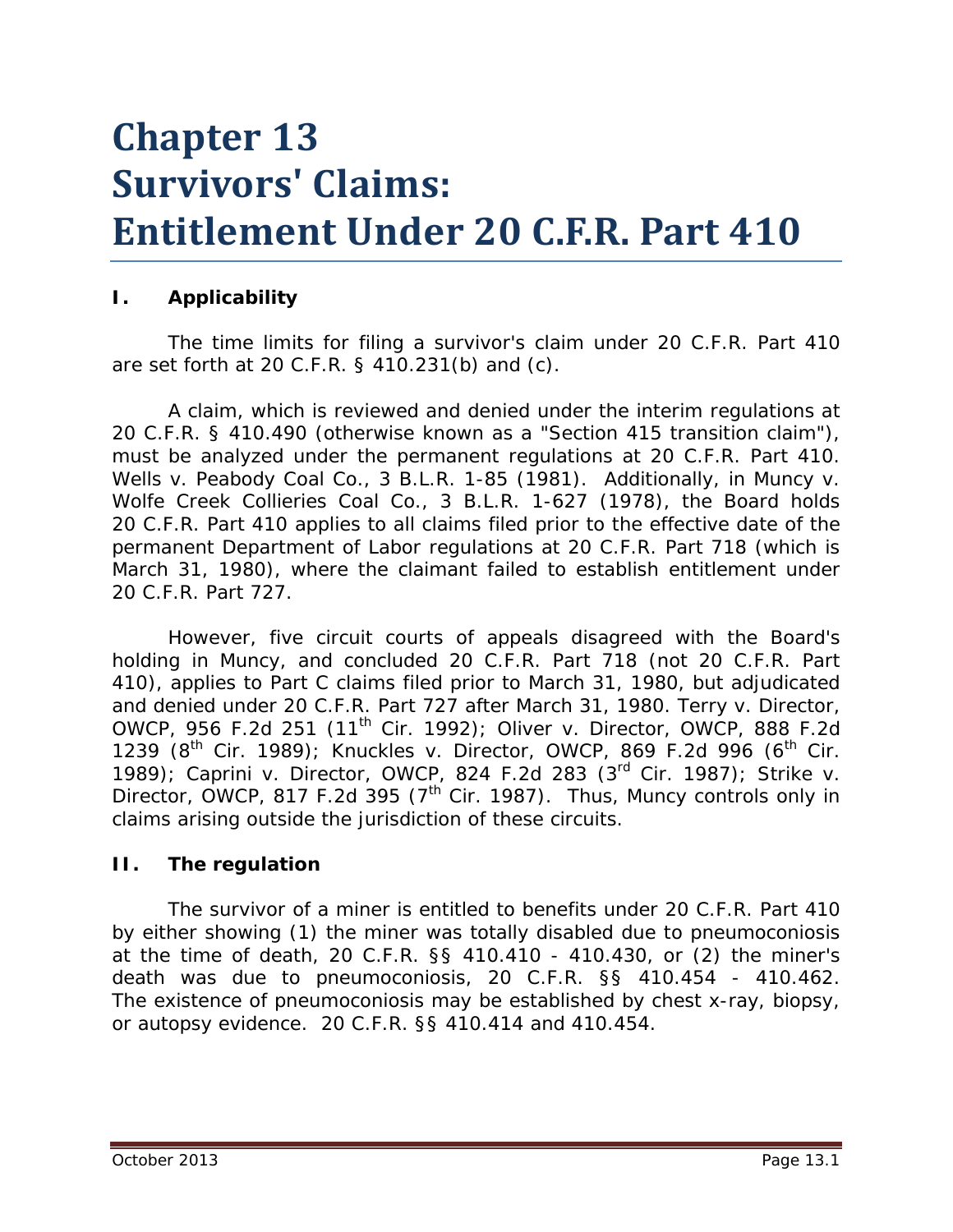# Chapter 13
# Survivors' Claims: Entitlement Under 20 C.F.R. Part 410

## I. Applicability

The time limits for filing a survivor's claim under 20 C.F.R. Part 410 are set forth at 20 C.F.R. § 410.231(b) and (c).

A claim, which is reviewed and denied under the interim regulations at 20 C.F.R. § 410.490 (otherwise known as a "Section 415 transition claim"), must be analyzed under the permanent regulations at 20 C.F.R. Part 410. *Wells v. Peabody Coal Co.*, 3 B.L.R. 1-85 (1981). Additionally, in *Muncy v. Wolfe Creek Collieries Coal Co.*, 3 B.L.R. 1-627 (1978), the Board holds 20 C.F.R. Part 410 applies to all claims filed prior to the effective date of the permanent Department of Labor regulations at 20 C.F.R. Part 718 (which is March 31, 1980), where the claimant failed to establish entitlement under 20 C.F.R. Part 727.

However, five circuit courts of appeals disagreed with the Board's holding in *Muncy*, and concluded 20 C.F.R. Part 718 (not 20 C.F.R. Part 410), applies to Part C claims filed prior to March 31, 1980, but adjudicated and denied under 20 C.F.R. Part 727 after March 31, 1980. *Terry v. Director, OWCP*, 956 F.2d 251 (11th Cir. 1992); *Oliver v. Director, OWCP*, 888 F.2d 1239 (8th Cir. 1989); *Knuckles v. Director, OWCP*, 869 F.2d 996 (6th Cir. 1989); *Caprini v. Director, OWCP*, 824 F.2d 283 (3rd Cir. 1987); *Strike v. Director, OWCP*, 817 F.2d 395 (7th Cir. 1987). Thus, *Muncy* controls only in claims arising outside the jurisdiction of these circuits.

## II. The regulation

The survivor of a miner is entitled to benefits under 20 C.F.R. Part 410 by either showing (1) the miner was totally disabled due to pneumoconiosis at the time of death, 20 C.F.R. §§ 410.410 - 410.430, or (2) the miner's death was due to pneumoconiosis, 20 C.F.R. §§ 410.454 - 410.462. The existence of pneumoconiosis may be established by chest x-ray, biopsy, or autopsy evidence. 20 C.F.R. §§ 410.414 and 410.454.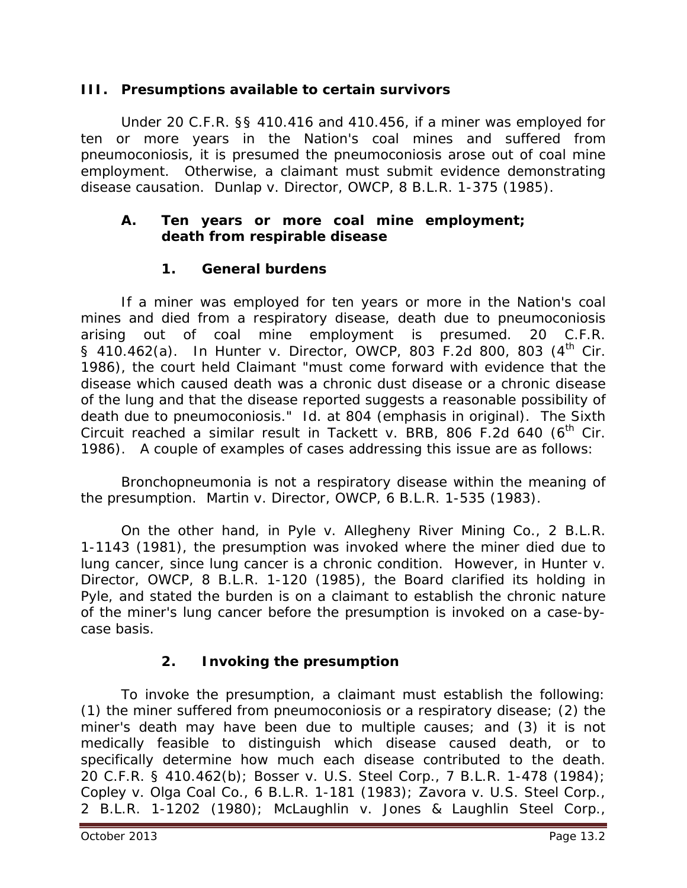## III. Presumptions available to certain survivors

Under 20 C.F.R. §§ 410.416 and 410.456, if a miner was employed for ten or more years in the Nation's coal mines and suffered from pneumoconiosis, it is presumed the pneumoconiosis arose out of coal mine employment. Otherwise, a claimant must submit evidence demonstrating disease causation. *Dunlap v. Director, OWCP*, 8 B.L.R. 1-375 (1985).

### A. Ten years or more coal mine employment; death from respirable disease

#### 1. General burdens

If a miner was employed for ten years or more in the Nation's coal mines and died from a respiratory disease, death due to pneumoconiosis arising out of coal mine employment is presumed. 20 C.F.R. § 410.462(a). In *Hunter v. Director, OWCP*, 803 F.2d 800, 803 (4th Cir. 1986), the court held Claimant "must come forward with evidence that the disease which caused death was a chronic dust disease or a chronic disease of the lung and that the disease reported suggests a reasonable *possibility* of death due to pneumoconiosis." *Id.* at 804 (emphasis in original). The Sixth Circuit reached a similar result in *Tackett v. BRB*, 806 F.2d 640 (6th Cir. 1986). A couple of examples of cases addressing this issue are as follows:

Bronchopneumonia is not a respiratory disease within the meaning of the presumption. *Martin v. Director, OWCP*, 6 B.L.R. 1-535 (1983).

On the other hand, in *Pyle v. Allegheny River Mining Co.*, 2 B.L.R. 1-1143 (1981), the presumption was invoked where the miner died due to lung cancer, since lung cancer is a chronic condition. However, in *Hunter v. Director, OWCP*, 8 B.L.R. 1-120 (1985), the Board clarified its holding in *Pyle*, and stated the burden is on a claimant to establish the chronic nature of the miner's lung cancer before the presumption is invoked on a case-by-case basis.

#### 2. Invoking the presumption

To invoke the presumption, a claimant must establish the following: (1) the miner suffered from pneumoconiosis or a respiratory disease; (2) the miner's death may have been due to multiple causes; and (3) it is not medically feasible to distinguish which disease caused death, or to specifically determine how much each disease contributed to the death. 20 C.F.R. § 410.462(b); *Bosser v. U.S. Steel Corp.*, 7 B.L.R. 1-478 (1984); *Copley v. Olga Coal Co.*, 6 B.L.R. 1-181 (1983); *Zavora v. U.S. Steel Corp.*, 2 B.L.R. 1-1202 (1980); *McLaughlin v. Jones & Laughlin Steel Corp.*,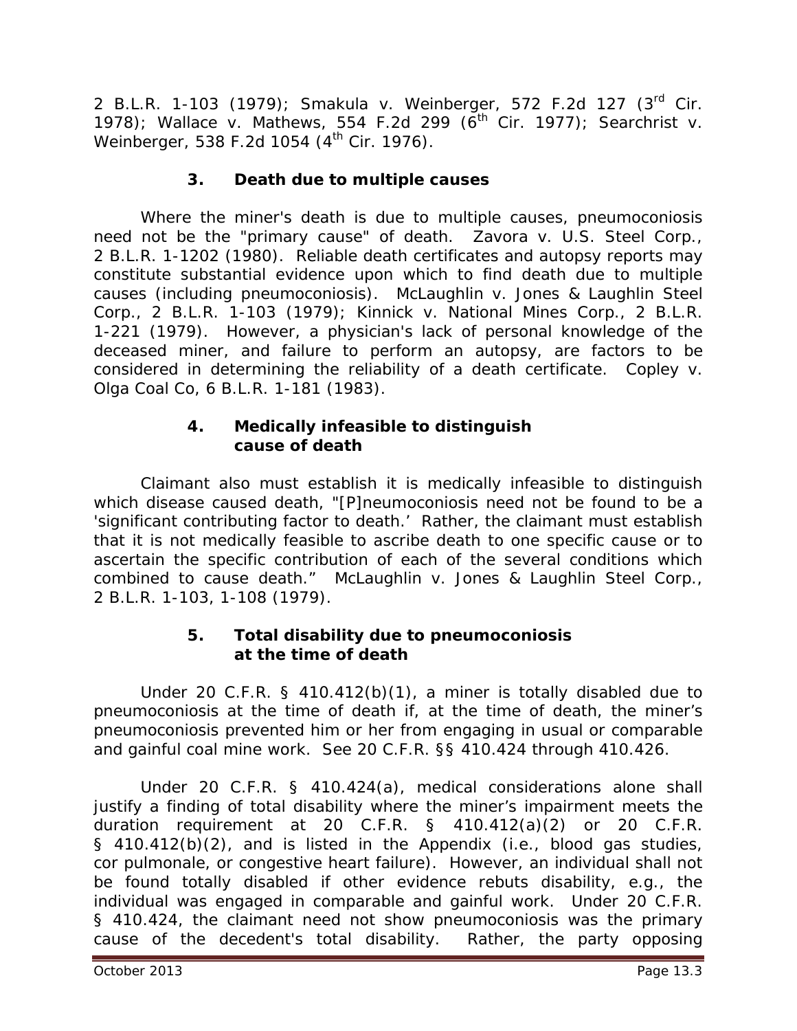2 B.L.R. 1-103 (1979); *Smakula v. Weinberger*, 572 F.2d 127 (3rd Cir. 1978); *Wallace v. Mathews*, 554 F.2d 299 (6th Cir. 1977); *Searchrist v. Weinberger*, 538 F.2d 1054 (4th Cir. 1976).

### 3. Death due to multiple causes

Where the miner's death is due to multiple causes, pneumoconiosis need not be the "primary cause" of death. *Zavora v. U.S. Steel Corp.*, 2 B.L.R. 1-1202 (1980). Reliable death certificates and autopsy reports may constitute substantial evidence upon which to find death due to multiple causes (including pneumoconiosis). *McLaughlin v. Jones & Laughlin Steel Corp.*, 2 B.L.R. 1-103 (1979); *Kinnick v. National Mines Corp.*, 2 B.L.R. 1-221 (1979). However, a physician's lack of personal knowledge of the deceased miner, and failure to perform an autopsy, are factors to be considered in determining the reliability of a death certificate. *Copley v. Olga Coal Co*, 6 B.L.R. 1-181 (1983).

### 4. Medically infeasible to distinguish cause of death

Claimant also must establish it is medically infeasible to distinguish which disease caused death, "[P]neumoconiosis need not be found to be a 'significant contributing factor to death.' Rather, the claimant must establish that it is not medically feasible to ascribe death to one specific cause or to ascertain the specific contribution of each of the several conditions which combined to cause death." *McLaughlin v. Jones & Laughlin Steel Corp.*, 2 B.L.R. 1-103, 1-108 (1979).

### 5. Total disability due to pneumoconiosis at the time of death

Under 20 C.F.R. § 410.412(b)(1), a miner is totally disabled due to pneumoconiosis at the time of death if, at the time of death, the miner's pneumoconiosis prevented him or her from engaging in usual or comparable and gainful coal mine work. *See* 20 C.F.R. §§ 410.424 through 410.426.

Under 20 C.F.R. § 410.424(a), medical considerations alone shall justify a finding of total disability where the miner's impairment meets the duration requirement at 20 C.F.R. § 410.412(a)(2) or 20 C.F.R. § 410.412(b)(2), and is listed in the Appendix (*i.e.*, blood gas studies, cor pulmonale, or congestive heart failure). However, an individual shall not be found totally disabled if other evidence rebuts disability, *e.g.*, the individual was engaged in comparable and gainful work. Under 20 C.F.R. § 410.424, the claimant need not show pneumoconiosis was the primary cause of the decedent's total disability. Rather, the party opposing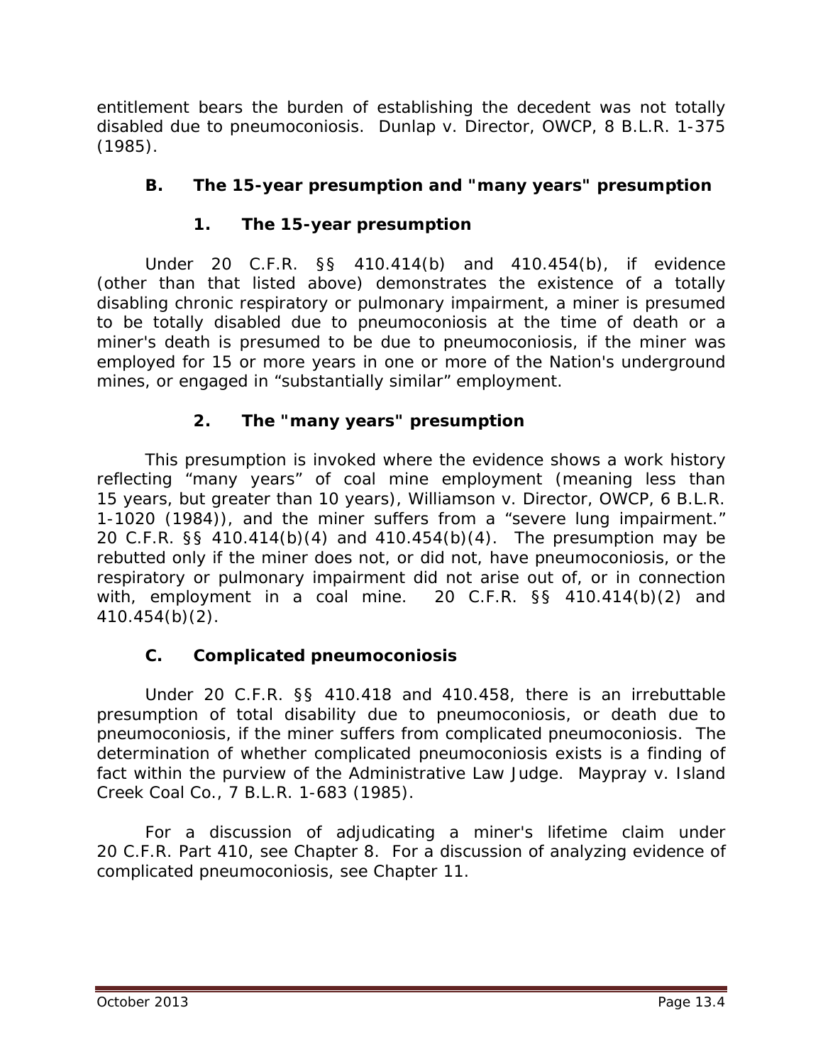entitlement bears the burden of establishing the decedent was not totally disabled due to pneumoconiosis. *Dunlap v. Director, OWCP*, 8 B.L.R. 1-375 (1985).

### B. The 15-year presumption and "many years" presumption

#### 1. The 15-year presumption

Under 20 C.F.R. §§ 410.414(b) and 410.454(b), if evidence (other than that listed above) demonstrates the existence of a totally disabling chronic respiratory or pulmonary impairment, a miner is presumed to be totally disabled due to pneumoconiosis at the time of death or a miner's death is presumed to be due to pneumoconiosis, if the miner was employed for 15 or more years in one or more of the Nation's underground mines, or engaged in "substantially similar" employment.

#### 2. The "many years" presumption

This presumption is invoked where the evidence shows a work history reflecting "many years" of coal mine employment (meaning less than 15 years, but greater than 10 years), *Williamson v. Director, OWCP*, 6 B.L.R. 1-1020 (1984)), and the miner suffers from a "severe lung impairment." 20 C.F.R. §§ 410.414(b)(4) and 410.454(b)(4). The presumption may be rebutted only if the miner does not, or did not, have pneumoconiosis, or the respiratory or pulmonary impairment did not arise out of, or in connection with, employment in a coal mine. 20 C.F.R. §§ 410.414(b)(2) and 410.454(b)(2).

### C. Complicated pneumoconiosis

Under 20 C.F.R. §§ 410.418 and 410.458, there is an irrebuttable presumption of total disability due to pneumoconiosis, or death due to pneumoconiosis, if the miner suffers from complicated pneumoconiosis. The determination of whether complicated pneumoconiosis exists is a finding of fact within the purview of the Administrative Law Judge. *Maypray v. Island Creek Coal Co.*, 7 B.L.R. 1-683 (1985).

For a discussion of adjudicating a miner's lifetime claim under 20 C.F.R. Part 410, see Chapter 8. For a discussion of analyzing evidence of complicated pneumoconiosis, see Chapter 11.